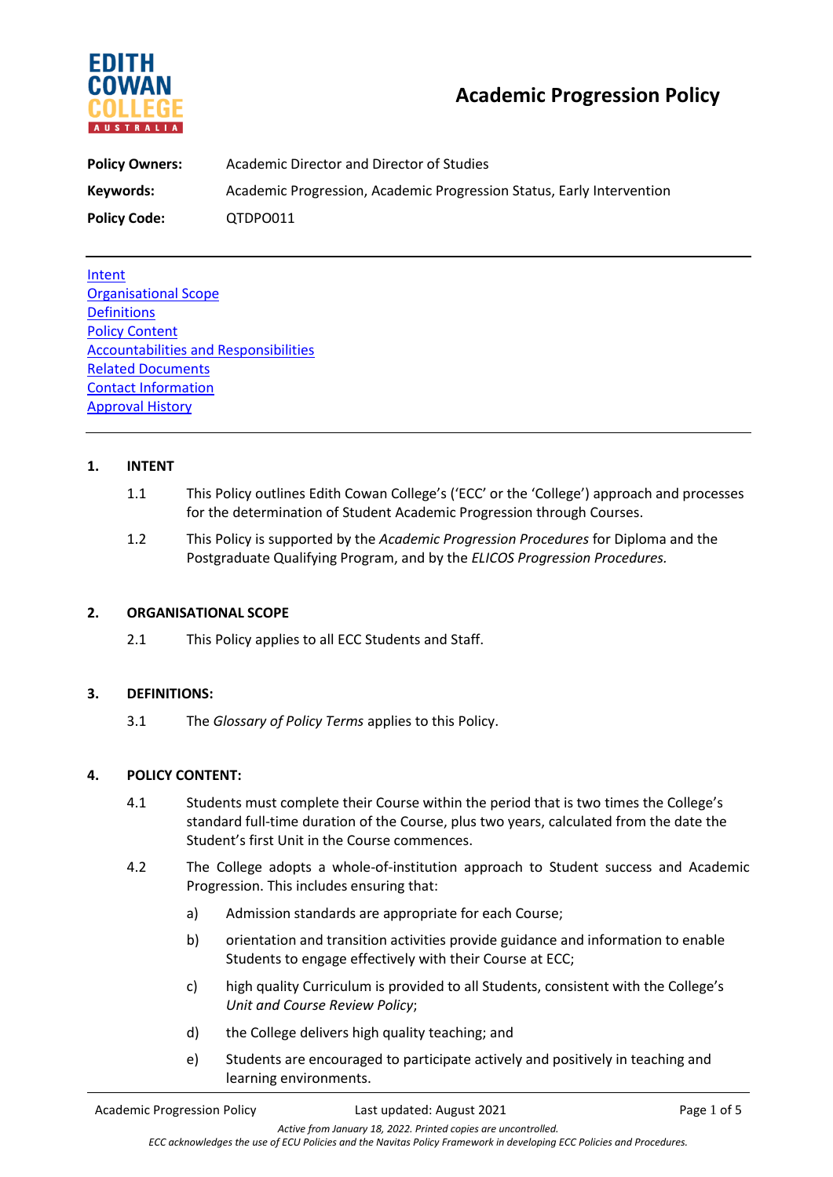# Academic Progression Policy

**Policy Owners:** Academic Director and Director of Studies

**Keywords:** Academic Progression, Academic Progression Status, Early Intervention

**Policy Code:** QTDPO011

---

Intent
Organisational Scope
Definitions
Policy Content
Accountabilities and Responsibilities
Related Documents
Contact Information
Approval History

---

## 1. INTENT

1.1 This Policy outlines Edith Cowan College's ('ECC' or the 'College') approach and processes for the determination of Student Academic Progression through Courses.

1.2 This Policy is supported by the *Academic Progression Procedures* for Diploma and the Postgraduate Qualifying Program, and by the *ELICOS Progression Procedures.*

## 2. ORGANISATIONAL SCOPE

2.1 This Policy applies to all ECC Students and Staff.

## 3. DEFINITIONS:

3.1 The *Glossary of Policy Terms* applies to this Policy.

## 4. POLICY CONTENT:

4.1 Students must complete their Course within the period that is two times the College's standard full-time duration of the Course, plus two years, calculated from the date the Student's first Unit in the Course commences.

4.2 The College adopts a whole-of-institution approach to Student success and Academic Progression. This includes ensuring that:

a) Admission standards are appropriate for each Course;

b) orientation and transition activities provide guidance and information to enable Students to engage effectively with their Course at ECC;

c) high quality Curriculum is provided to all Students, consistent with the College's *Unit and Course Review Policy*;

d) the College delivers high quality teaching; and

e) Students are encouraged to participate actively and positively in teaching and learning environments.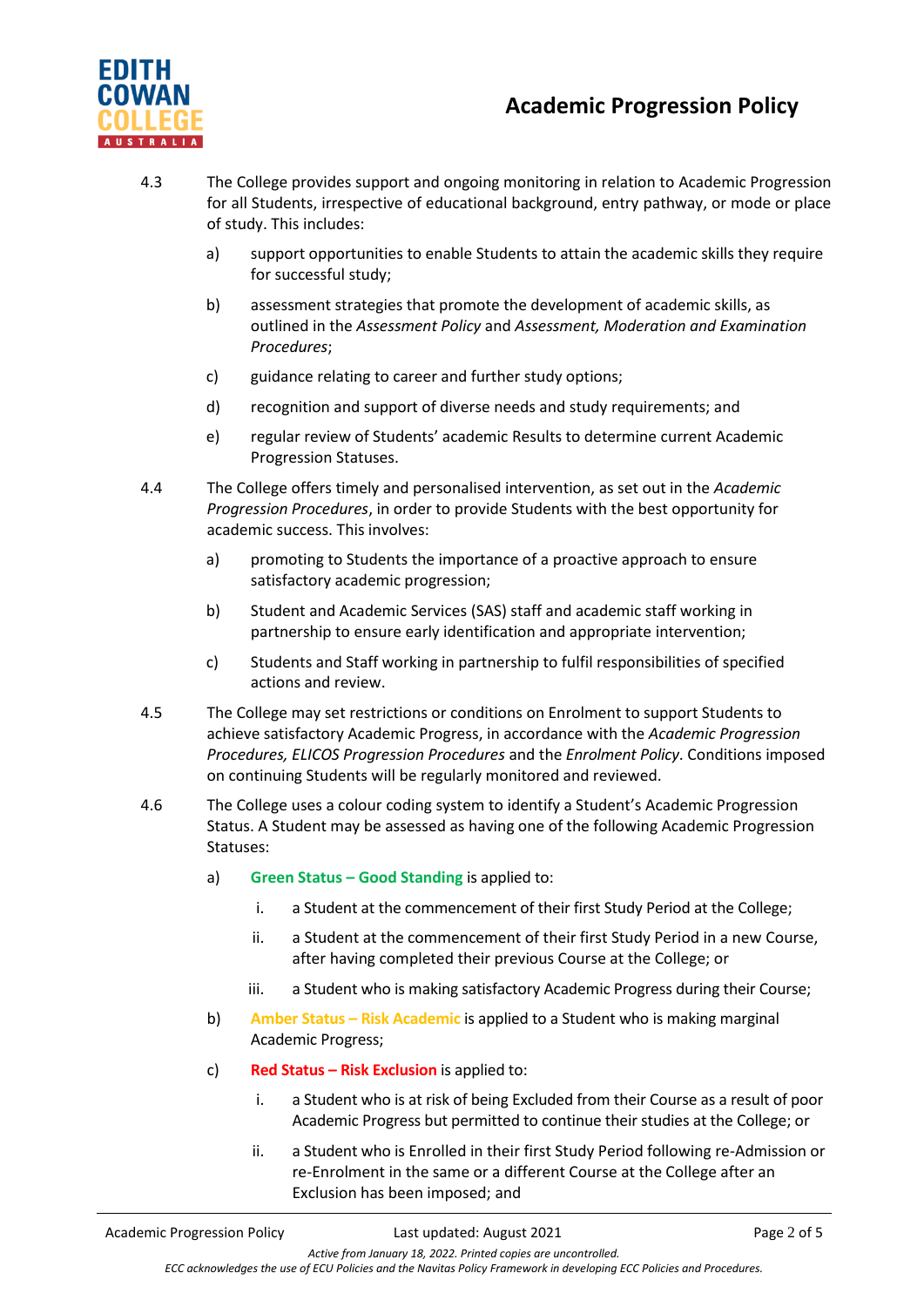4.3 The College provides support and ongoing monitoring in relation to Academic Progression for all Students, irrespective of educational background, entry pathway, or mode or place of study. This includes:

a) support opportunities to enable Students to attain the academic skills they require for successful study;

b) assessment strategies that promote the development of academic skills, as outlined in the *Assessment Policy* and *Assessment, Moderation and Examination Procedures*;

c) guidance relating to career and further study options;

d) recognition and support of diverse needs and study requirements; and

e) regular review of Students' academic Results to determine current Academic Progression Statuses.

4.4 The College offers timely and personalised intervention, as set out in the *Academic Progression Procedures*, in order to provide Students with the best opportunity for academic success. This involves:

a) promoting to Students the importance of a proactive approach to ensure satisfactory academic progression;

b) Student and Academic Services (SAS) staff and academic staff working in partnership to ensure early identification and appropriate intervention;

c) Students and Staff working in partnership to fulfil responsibilities of specified actions and review.

4.5 The College may set restrictions or conditions on Enrolment to support Students to achieve satisfactory Academic Progress, in accordance with the *Academic Progression Procedures, ELICOS Progression Procedures* and the *Enrolment Policy*. Conditions imposed on continuing Students will be regularly monitored and reviewed.

4.6 The College uses a colour coding system to identify a Student's Academic Progression Status. A Student may be assessed as having one of the following Academic Progression Statuses:

a) **Green Status – Good Standing** is applied to:

i. a Student at the commencement of their first Study Period at the College;

ii. a Student at the commencement of their first Study Period in a new Course, after having completed their previous Course at the College; or

iii. a Student who is making satisfactory Academic Progress during their Course;

b) **Amber Status – Risk Academic** is applied to a Student who is making marginal Academic Progress;

c) **Red Status – Risk Exclusion** is applied to:

i. a Student who is at risk of being Excluded from their Course as a result of poor Academic Progress but permitted to continue their studies at the College; or

ii. a Student who is Enrolled in their first Study Period following re-Admission or re-Enrolment in the same or a different Course at the College after an Exclusion has been imposed; and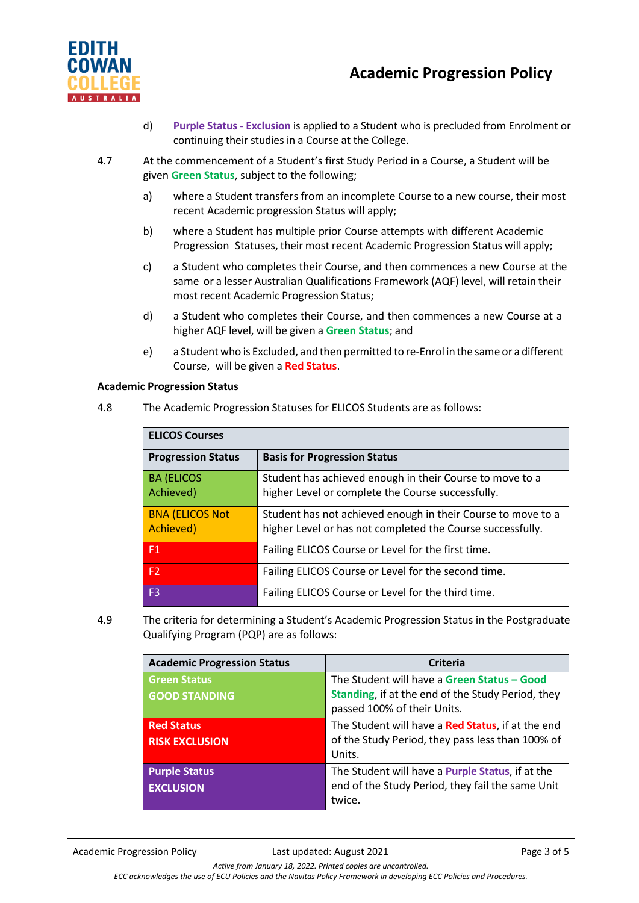d) **Purple Status - Exclusion** is applied to a Student who is precluded from Enrolment or continuing their studies in a Course at the College.

4.7 At the commencement of a Student's first Study Period in a Course, a Student will be given **Green Status**, subject to the following;

a) where a Student transfers from an incomplete Course to a new course, their most recent Academic progression Status will apply;

b) where a Student has multiple prior Course attempts with different Academic Progression Statuses, their most recent Academic Progression Status will apply;

c) a Student who completes their Course, and then commences a new Course at the same or a lesser Australian Qualifications Framework (AQF) level, will retain their most recent Academic Progression Status;

d) a Student who completes their Course, and then commences a new Course at a higher AQF level, will be given a **Green Status**; and

e) a Student who is Excluded, and then permitted to re-Enrol in the same or a different Course, will be given a **Red Status**.

**Academic Progression Status**

4.8 The Academic Progression Statuses for ELICOS Students are as follows:

| **ELICOS Courses** | |
|---|---|
| **Progression Status** | **Basis for Progression Status** |
| BA (ELICOS Achieved) | Student has achieved enough in their Course to move to a higher Level or complete the Course successfully. |
| BNA (ELICOS Not Achieved) | Student has not achieved enough in their Course to move to a higher Level or has not completed the Course successfully. |
| F1 | Failing ELICOS Course or Level for the first time. |
| F2 | Failing ELICOS Course or Level for the second time. |
| F3 | Failing ELICOS Course or Level for the third time. |

4.9 The criteria for determining a Student's Academic Progression Status in the Postgraduate Qualifying Program (PQP) are as follows:

| **Academic Progression Status** | **Criteria** |
|---|---|
| **Green Status** **GOOD STANDING** | The Student will have a **Green Status – Good Standing**, if at the end of the Study Period, they passed 100% of their Units. |
| **Red Status** **RISK EXCLUSION** | The Student will have a **Red Status**, if at the end of the Study Period, they pass less than 100% of Units. |
| **Purple Status** **EXCLUSION** | The Student will have a **Purple Status**, if at the end of the Study Period, they fail the same Unit twice. |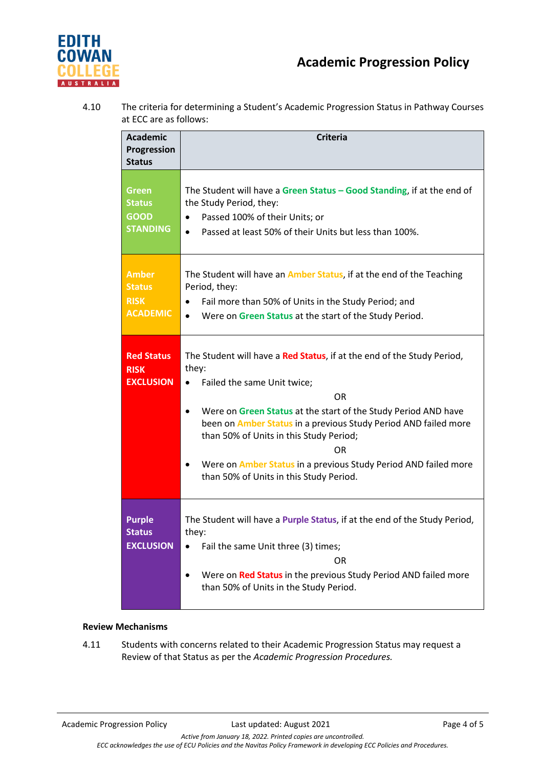4.10 The criteria for determining a Student's Academic Progression Status in Pathway Courses at ECC are as follows:

| Academic Progression Status | Criteria |
|---|---|
| **Green Status GOOD STANDING** | The Student will have a **Green Status – Good Standing**, if at the end of the Study Period, they:<br>• Passed 100% of their Units; or<br>• Passed at least 50% of their Units but less than 100%. |
| **Amber Status RISK ACADEMIC** | The Student will have an **Amber Status**, if at the end of the Teaching Period, they:<br>• Fail more than 50% of Units in the Study Period; and<br>• Were on **Green Status** at the start of the Study Period. |
| **Red Status RISK EXCLUSION** | The Student will have a **Red Status**, if at the end of the Study Period, they:<br>• Failed the same Unit twice;<br>OR<br>• Were on **Green Status** at the start of the Study Period AND have been on **Amber Status** in a previous Study Period AND failed more than 50% of Units in this Study Period;<br>OR<br>• Were on **Amber Status** in a previous Study Period AND failed more than 50% of Units in this Study Period. |
| **Purple Status EXCLUSION** | The Student will have a **Purple Status**, if at the end of the Study Period, they:<br>• Fail the same Unit three (3) times;<br>OR<br>• Were on **Red Status** in the previous Study Period AND failed more than 50% of Units in the Study Period. |

**Review Mechanisms**

4.11 Students with concerns related to their Academic Progression Status may request a Review of that Status as per the *Academic Progression Procedures.*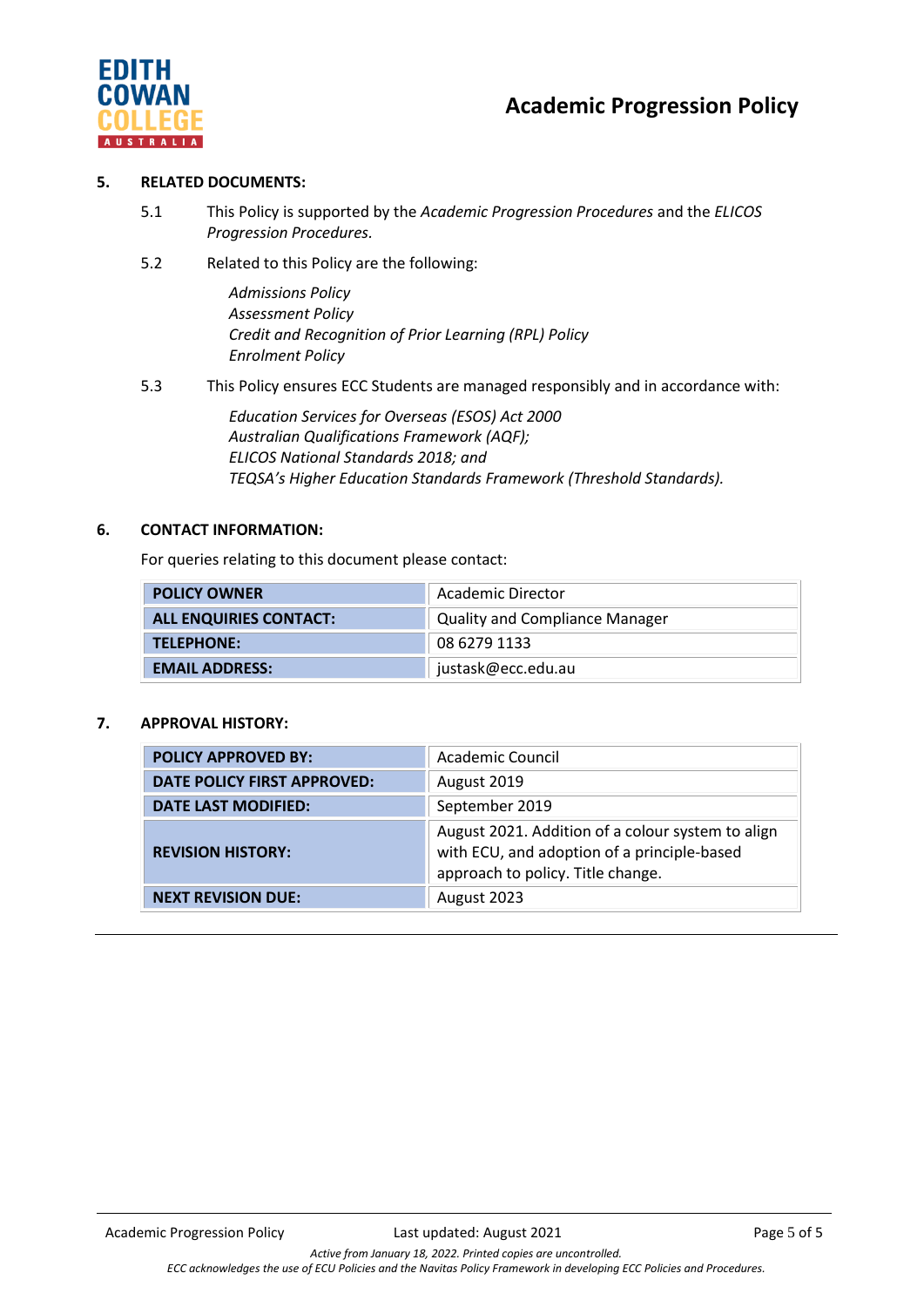## 5. RELATED DOCUMENTS:

5.1 This Policy is supported by the *Academic Progression Procedures* and the *ELICOS Progression Procedures.*

5.2 Related to this Policy are the following:

*Admissions Policy*
*Assessment Policy*
*Credit and Recognition of Prior Learning (RPL) Policy*
*Enrolment Policy*

5.3 This Policy ensures ECC Students are managed responsibly and in accordance with:

*Education Services for Overseas (ESOS) Act 2000*
*Australian Qualifications Framework (AQF);*
*ELICOS National Standards 2018; and*
*TEQSA's Higher Education Standards Framework (Threshold Standards).*

## 6. CONTACT INFORMATION:

For queries relating to this document please contact:

| | |
|---|---|
| **POLICY OWNER** | Academic Director |
| **ALL ENQUIRIES CONTACT:** | Quality and Compliance Manager |
| **TELEPHONE:** | 08 6279 1133 |
| **EMAIL ADDRESS:** | justask@ecc.edu.au |

## 7. APPROVAL HISTORY:

| | |
|---|---|
| **POLICY APPROVED BY:** | Academic Council |
| **DATE POLICY FIRST APPROVED:** | August 2019 |
| **DATE LAST MODIFIED:** | September 2019 |
| **REVISION HISTORY:** | August 2021. Addition of a colour system to align with ECU, and adoption of a principle-based approach to policy. Title change. |
| **NEXT REVISION DUE:** | August 2023 |

*Active from January 18, 2022. Printed copies are uncontrolled.*
*ECC acknowledges the use of ECU Policies and the Navitas Policy Framework in developing ECC Policies and Procedures.*